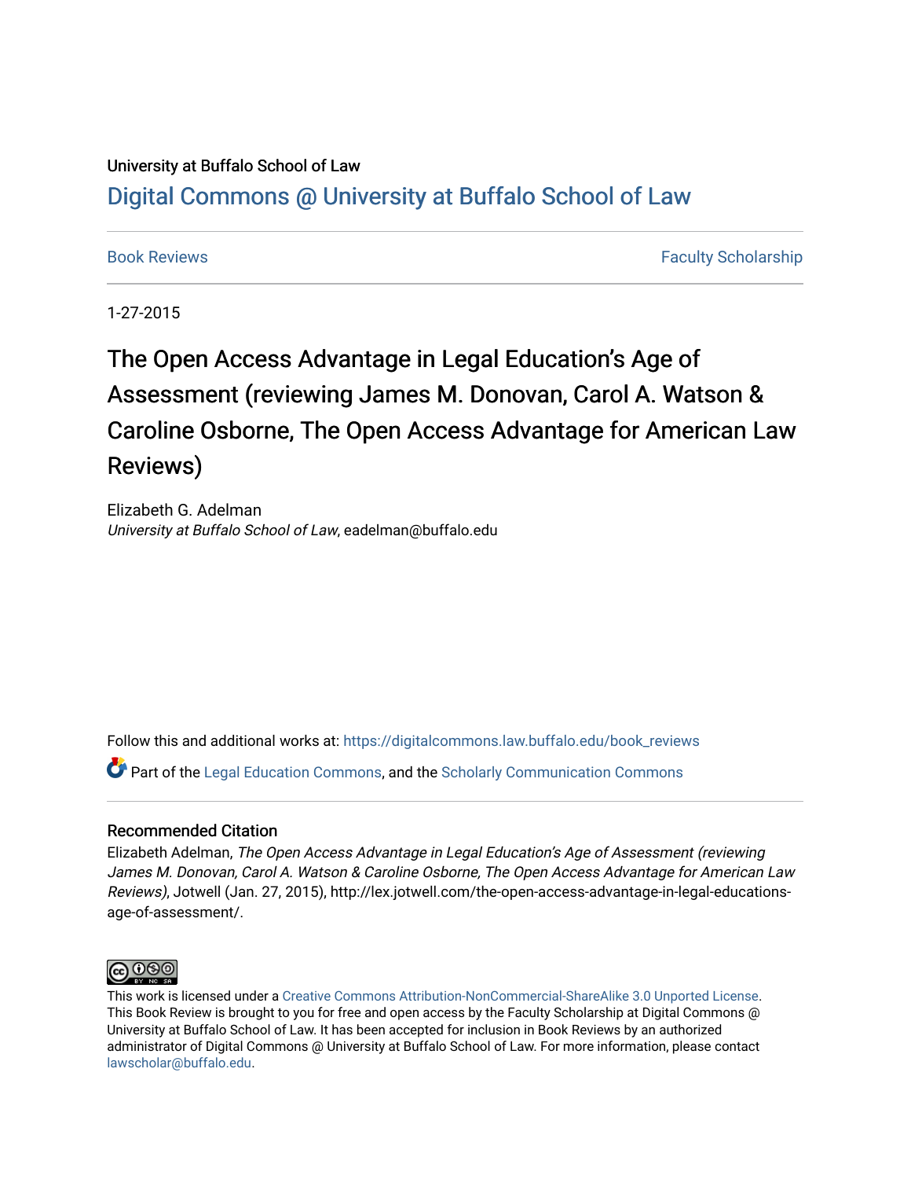University at Buffalo School of Law

# Digital Commons @ University at Buffalo School of Law

Book Reviews | Faculty Scholarship

1-27-2015

## The Open Access Advantage in Legal Education's Age of Assessment (reviewing James M. Donovan, Carol A. Watson & Caroline Osborne, The Open Access Advantage for American Law Reviews)

Elizabeth G. Adelman
*University at Buffalo School of Law*, eadelman@buffalo.edu

Follow this and additional works at: https://digitalcommons.law.buffalo.edu/book_reviews

Part of the Legal Education Commons, and the Scholarly Communication Commons

### Recommended Citation

Elizabeth Adelman, *The Open Access Advantage in Legal Education's Age of Assessment (reviewing James M. Donovan, Carol A. Watson & Caroline Osborne, The Open Access Advantage for American Law Reviews)*, Jotwell (Jan. 27, 2015), http://lex.jotwell.com/the-open-access-advantage-in-legal-educations-age-of-assessment/.

This work is licensed under a Creative Commons Attribution-NonCommercial-ShareAlike 3.0 Unported License. This Book Review is brought to you for free and open access by the Faculty Scholarship at Digital Commons @ University at Buffalo School of Law. It has been accepted for inclusion in Book Reviews by an authorized administrator of Digital Commons @ University at Buffalo School of Law. For more information, please contact lawscholar@buffalo.edu.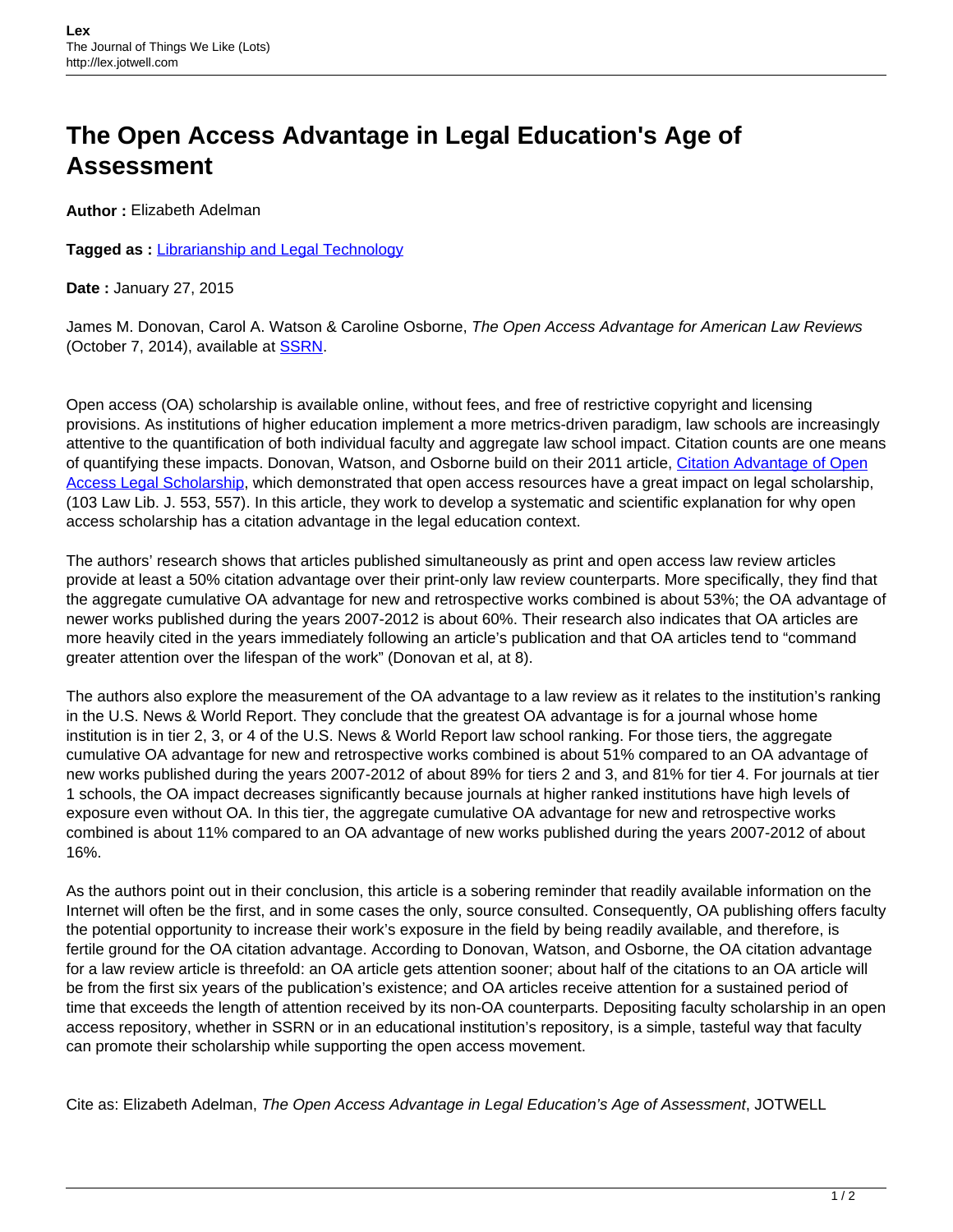# The Open Access Advantage in Legal Education's Age of Assessment

**Author :** Elizabeth Adelman

**Tagged as :** [Librarianship and Legal Technology]

**Date :** January 27, 2015

James M. Donovan, Carol A. Watson & Caroline Osborne, *The Open Access Advantage for American Law Reviews* (October 7, 2014), available at [SSRN].

Open access (OA) scholarship is available online, without fees, and free of restrictive copyright and licensing provisions. As institutions of higher education implement a more metrics-driven paradigm, law schools are increasingly attentive to the quantification of both individual faculty and aggregate law school impact. Citation counts are one means of quantifying these impacts. Donovan, Watson, and Osborne build on their 2011 article, [Citation Advantage of Open Access Legal Scholarship], which demonstrated that open access resources have a great impact on legal scholarship, (103 Law Lib. J. 553, 557). In this article, they work to develop a systematic and scientific explanation for why open access scholarship has a citation advantage in the legal education context.

The authors' research shows that articles published simultaneously as print and open access law review articles provide at least a 50% citation advantage over their print-only law review counterparts. More specifically, they find that the aggregate cumulative OA advantage for new and retrospective works combined is about 53%; the OA advantage of newer works published during the years 2007-2012 is about 60%. Their research also indicates that OA articles are more heavily cited in the years immediately following an article's publication and that OA articles tend to "command greater attention over the lifespan of the work" (Donovan et al, at 8).

The authors also explore the measurement of the OA advantage to a law review as it relates to the institution's ranking in the U.S. News & World Report. They conclude that the greatest OA advantage is for a journal whose home institution is in tier 2, 3, or 4 of the U.S. News & World Report law school ranking. For those tiers, the aggregate cumulative OA advantage for new and retrospective works combined is about 51% compared to an OA advantage of new works published during the years 2007-2012 of about 89% for tiers 2 and 3, and 81% for tier 4. For journals at tier 1 schools, the OA impact decreases significantly because journals at higher ranked institutions have high levels of exposure even without OA. In this tier, the aggregate cumulative OA advantage for new and retrospective works combined is about 11% compared to an OA advantage of new works published during the years 2007-2012 of about 16%.

As the authors point out in their conclusion, this article is a sobering reminder that readily available information on the Internet will often be the first, and in some cases the only, source consulted. Consequently, OA publishing offers faculty the potential opportunity to increase their work's exposure in the field by being readily available, and therefore, is fertile ground for the OA citation advantage. According to Donovan, Watson, and Osborne, the OA citation advantage for a law review article is threefold: an OA article gets attention sooner; about half of the citations to an OA article will be from the first six years of the publication's existence; and OA articles receive attention for a sustained period of time that exceeds the length of attention received by its non-OA counterparts. Depositing faculty scholarship in an open access repository, whether in SSRN or in an educational institution's repository, is a simple, tasteful way that faculty can promote their scholarship while supporting the open access movement.

Cite as: Elizabeth Adelman, *The Open Access Advantage in Legal Education's Age of Assessment*, JOTWELL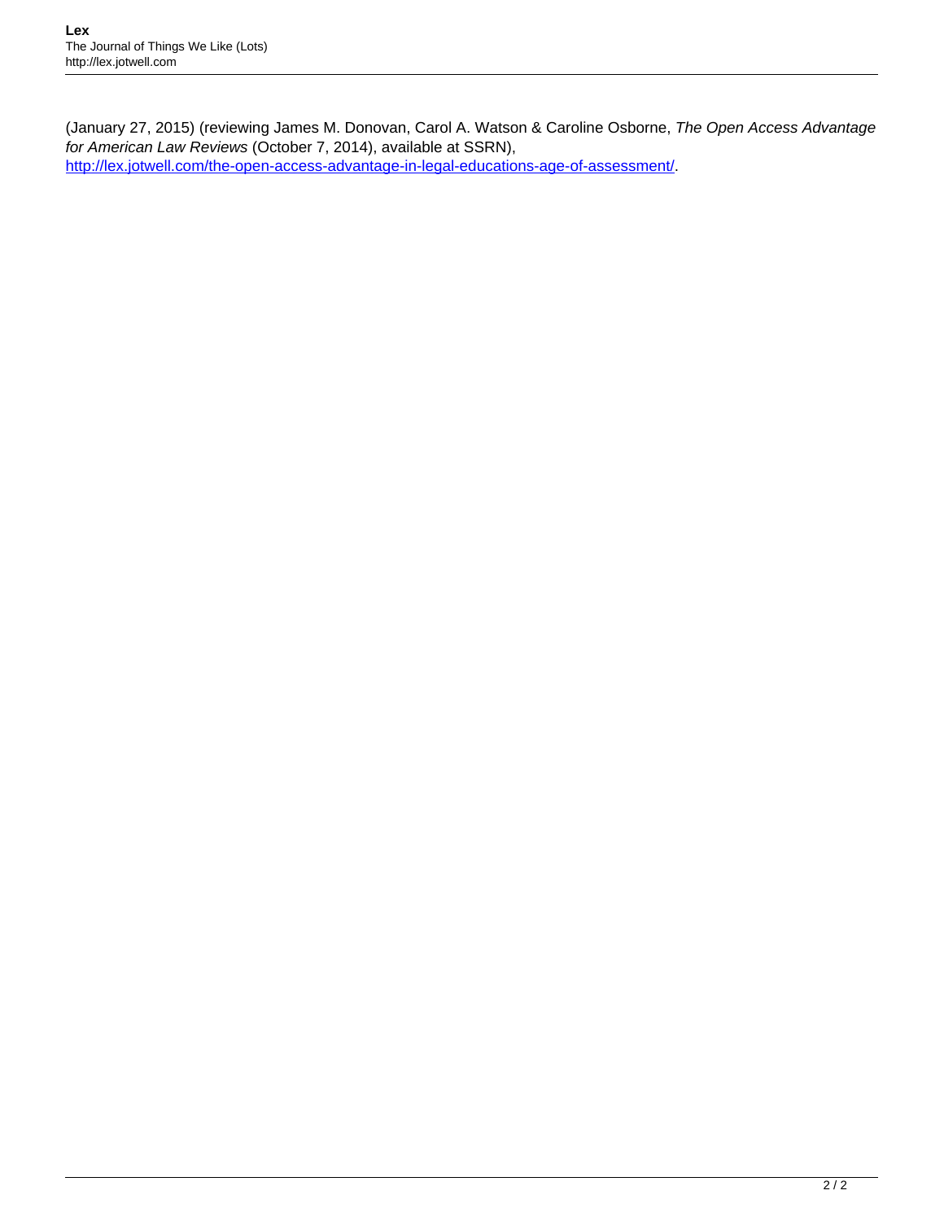(January 27, 2015) (reviewing James M. Donovan, Carol A. Watson & Caroline Osborne, *The Open Access Advantage for American Law Reviews* (October 7, 2014), available at SSRN), [http://lex.jotwell.com/the-open-access-advantage-in-legal-educations-age-of-assessment/](http://lex.jotwell.com/the-open-access-advantage-in-legal-educations-age-of-assessment/).